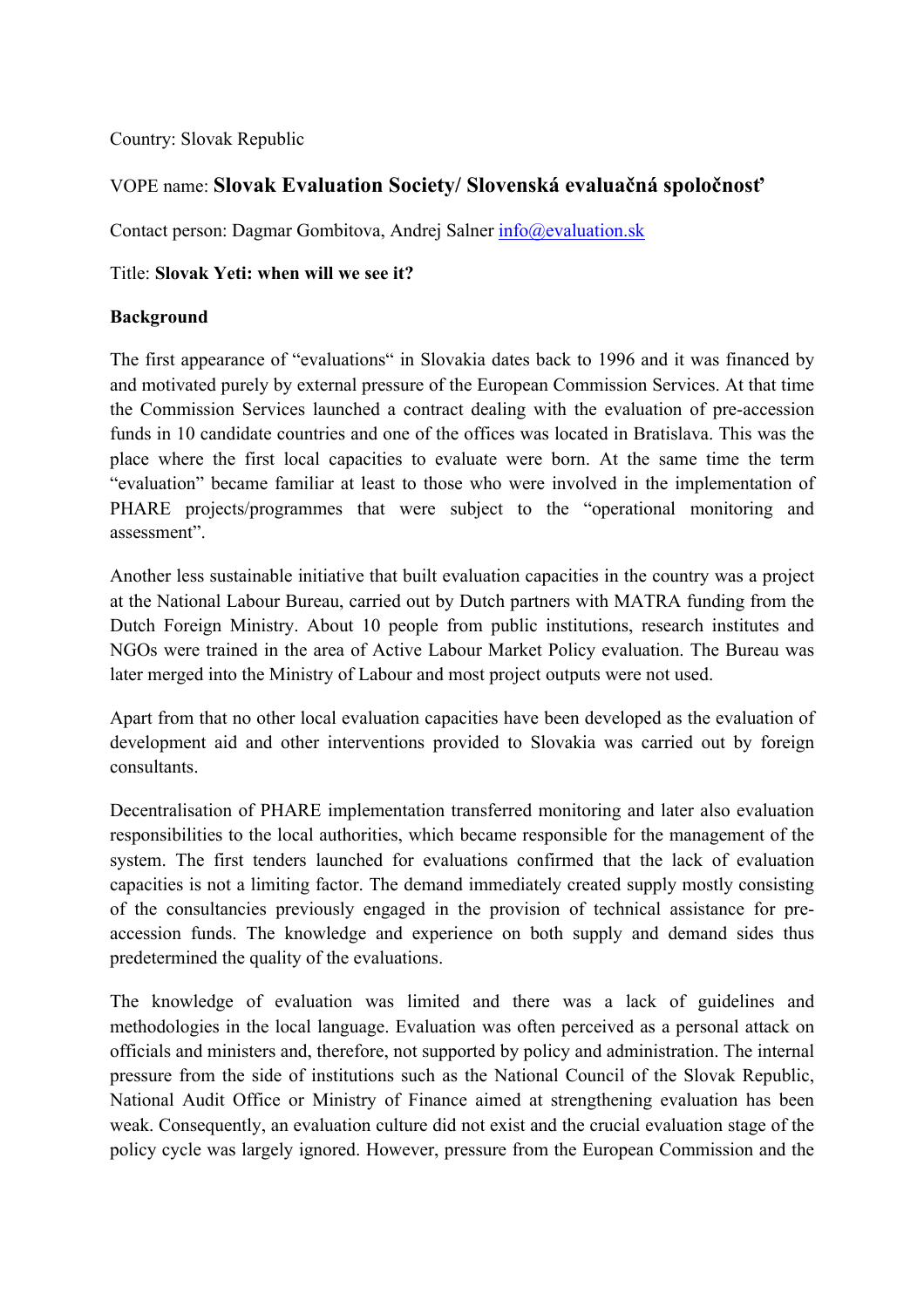Country: Slovak Republic

VOPE name: **Slovak Evaluation Society/ Slovenská evaluačná spoločnosť**

Contact person: Dagmar Gombitova, Andrej Salner info@evaluation.sk

Title: **Slovak Yeti: when will we see it?**

**Background**

The first appearance of "evaluations" in Slovakia dates back to 1996 and it was financed by and motivated purely by external pressure of the European Commission Services. At that time the Commission Services launched a contract dealing with the evaluation of pre-accession funds in 10 candidate countries and one of the offices was located in Bratislava. This was the place where the first local capacities to evaluate were born. At the same time the term "evaluation" became familiar at least to those who were involved in the implementation of PHARE projects/programmes that were subject to the "operational monitoring and assessment".

Another less sustainable initiative that built evaluation capacities in the country was a project at the National Labour Bureau, carried out by Dutch partners with MATRA funding from the Dutch Foreign Ministry. About 10 people from public institutions, research institutes and NGOs were trained in the area of Active Labour Market Policy evaluation. The Bureau was later merged into the Ministry of Labour and most project outputs were not used.

Apart from that no other local evaluation capacities have been developed as the evaluation of development aid and other interventions provided to Slovakia was carried out by foreign consultants.

Decentralisation of PHARE implementation transferred monitoring and later also evaluation responsibilities to the local authorities, which became responsible for the management of the system. The first tenders launched for evaluations confirmed that the lack of evaluation capacities is not a limiting factor. The demand immediately created supply mostly consisting of the consultancies previously engaged in the provision of technical assistance for pre-accession funds. The knowledge and experience on both supply and demand sides thus predetermined the quality of the evaluations.

The knowledge of evaluation was limited and there was a lack of guidelines and methodologies in the local language. Evaluation was often perceived as a personal attack on officials and ministers and, therefore, not supported by policy and administration. The internal pressure from the side of institutions such as the National Council of the Slovak Republic, National Audit Office or Ministry of Finance aimed at strengthening evaluation has been weak. Consequently, an evaluation culture did not exist and the crucial evaluation stage of the policy cycle was largely ignored. However, pressure from the European Commission and the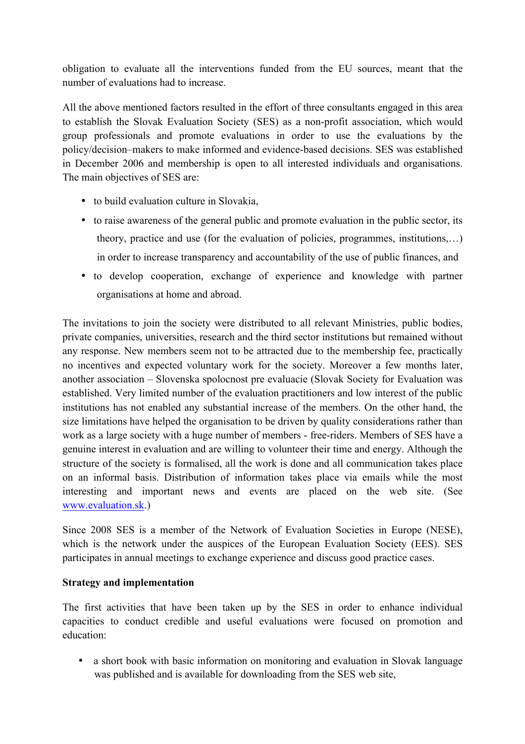obligation to evaluate all the interventions funded from the EU sources, meant that the number of evaluations had to increase.

All the above mentioned factors resulted in the effort of three consultants engaged in this area to establish the Slovak Evaluation Society (SES) as a non-profit association, which would group professionals and promote evaluations in order to use the evaluations by the policy/decision–makers to make informed and evidence-based decisions. SES was established in December 2006 and membership is open to all interested individuals and organisations. The main objectives of SES are:

- to build evaluation culture in Slovakia,
- to raise awareness of the general public and promote evaluation in the public sector, its theory, practice and use (for the evaluation of policies, programmes, institutions,…) in order to increase transparency and accountability of the use of public finances, and
- to develop cooperation, exchange of experience and knowledge with partner organisations at home and abroad.

The invitations to join the society were distributed to all relevant Ministries, public bodies, private companies, universities, research and the third sector institutions but remained without any response. New members seem not to be attracted due to the membership fee, practically no incentives and expected voluntary work for the society. Moreover a few months later, another association – Slovenska spolocnost pre evaluacie (Slovak Society for Evaluation was established. Very limited number of the evaluation practitioners and low interest of the public institutions has not enabled any substantial increase of the members. On the other hand, the size limitations have helped the organisation to be driven by quality considerations rather than work as a large society with a huge number of members - free-riders. Members of SES have a genuine interest in evaluation and are willing to volunteer their time and energy. Although the structure of the society is formalised, all the work is done and all communication takes place on an informal basis. Distribution of information takes place via emails while the most interesting and important news and events are placed on the web site. (See www.evaluation.sk.)

Since 2008 SES is a member of the Network of Evaluation Societies in Europe (NESE), which is the network under the auspices of the European Evaluation Society (EES). SES participates in annual meetings to exchange experience and discuss good practice cases.

**Strategy and implementation**

The first activities that have been taken up by the SES in order to enhance individual capacities to conduct credible and useful evaluations were focused on promotion and education:

- a short book with basic information on monitoring and evaluation in Slovak language was published and is available for downloading from the SES web site,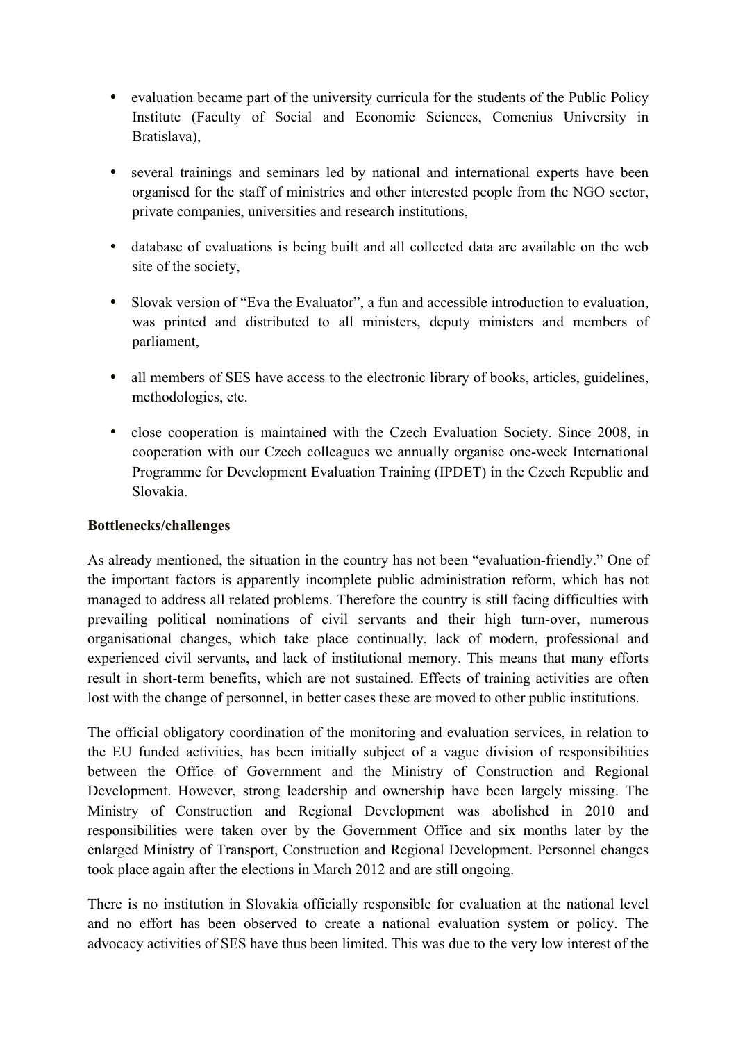- evaluation became part of the university curricula for the students of the Public Policy Institute (Faculty of Social and Economic Sciences, Comenius University in Bratislava),
- several trainings and seminars led by national and international experts have been organised for the staff of ministries and other interested people from the NGO sector, private companies, universities and research institutions,
- database of evaluations is being built and all collected data are available on the web site of the society,
- Slovak version of "Eva the Evaluator", a fun and accessible introduction to evaluation, was printed and distributed to all ministers, deputy ministers and members of parliament,
- all members of SES have access to the electronic library of books, articles, guidelines, methodologies, etc.
- close cooperation is maintained with the Czech Evaluation Society. Since 2008, in cooperation with our Czech colleagues we annually organise one-week International Programme for Development Evaluation Training (IPDET) in the Czech Republic and Slovakia.

**Bottlenecks/challenges**

As already mentioned, the situation in the country has not been "evaluation-friendly." One of the important factors is apparently incomplete public administration reform, which has not managed to address all related problems. Therefore the country is still facing difficulties with prevailing political nominations of civil servants and their high turn-over, numerous organisational changes, which take place continually, lack of modern, professional and experienced civil servants, and lack of institutional memory. This means that many efforts result in short-term benefits, which are not sustained. Effects of training activities are often lost with the change of personnel, in better cases these are moved to other public institutions.

The official obligatory coordination of the monitoring and evaluation services, in relation to the EU funded activities, has been initially subject of a vague division of responsibilities between the Office of Government and the Ministry of Construction and Regional Development. However, strong leadership and ownership have been largely missing. The Ministry of Construction and Regional Development was abolished in 2010 and responsibilities were taken over by the Government Office and six months later by the enlarged Ministry of Transport, Construction and Regional Development. Personnel changes took place again after the elections in March 2012 and are still ongoing.

There is no institution in Slovakia officially responsible for evaluation at the national level and no effort has been observed to create a national evaluation system or policy. The advocacy activities of SES have thus been limited. This was due to the very low interest of the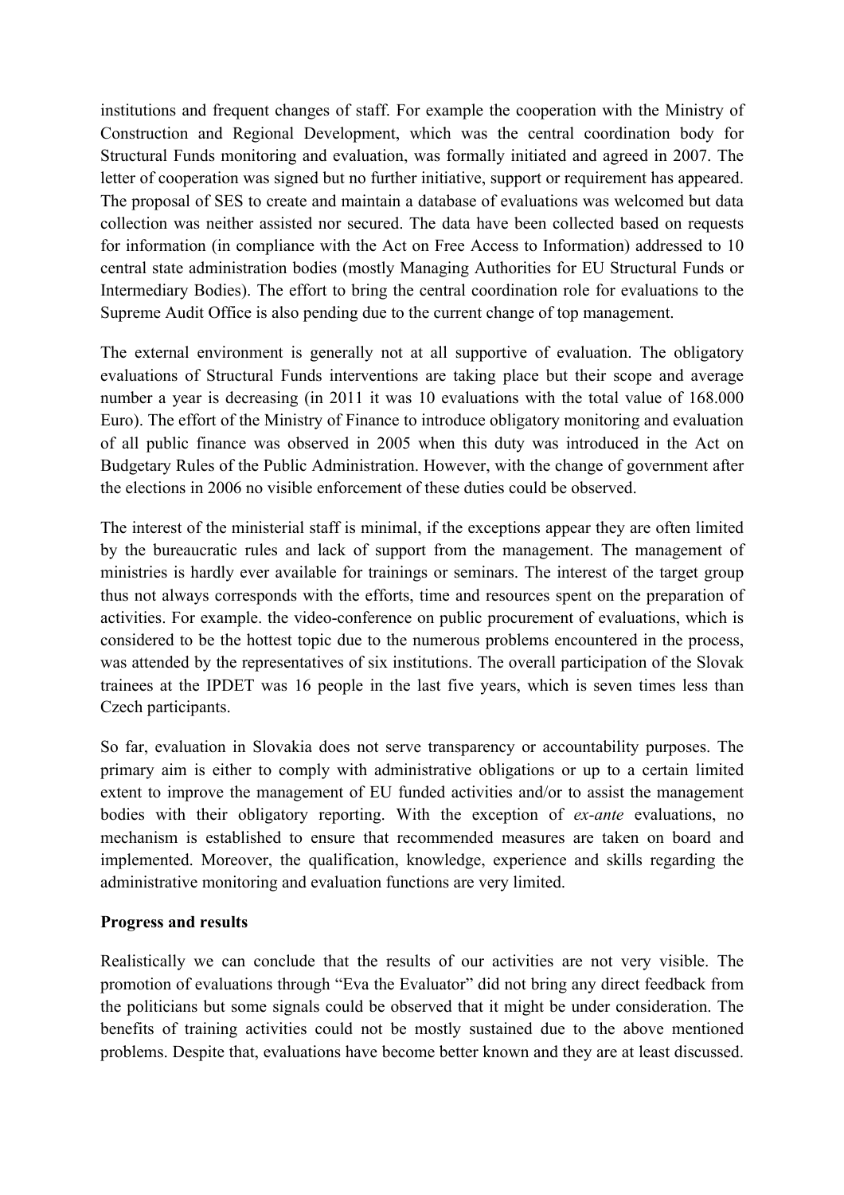institutions and frequent changes of staff. For example the cooperation with the Ministry of Construction and Regional Development, which was the central coordination body for Structural Funds monitoring and evaluation, was formally initiated and agreed in 2007. The letter of cooperation was signed but no further initiative, support or requirement has appeared. The proposal of SES to create and maintain a database of evaluations was welcomed but data collection was neither assisted nor secured. The data have been collected based on requests for information (in compliance with the Act on Free Access to Information) addressed to 10 central state administration bodies (mostly Managing Authorities for EU Structural Funds or Intermediary Bodies). The effort to bring the central coordination role for evaluations to the Supreme Audit Office is also pending due to the current change of top management.

The external environment is generally not at all supportive of evaluation. The obligatory evaluations of Structural Funds interventions are taking place but their scope and average number a year is decreasing (in 2011 it was 10 evaluations with the total value of 168.000 Euro). The effort of the Ministry of Finance to introduce obligatory monitoring and evaluation of all public finance was observed in 2005 when this duty was introduced in the Act on Budgetary Rules of the Public Administration. However, with the change of government after the elections in 2006 no visible enforcement of these duties could be observed.

The interest of the ministerial staff is minimal, if the exceptions appear they are often limited by the bureaucratic rules and lack of support from the management. The management of ministries is hardly ever available for trainings or seminars. The interest of the target group thus not always corresponds with the efforts, time and resources spent on the preparation of activities. For example. the video-conference on public procurement of evaluations, which is considered to be the hottest topic due to the numerous problems encountered in the process, was attended by the representatives of six institutions. The overall participation of the Slovak trainees at the IPDET was 16 people in the last five years, which is seven times less than Czech participants.

So far, evaluation in Slovakia does not serve transparency or accountability purposes. The primary aim is either to comply with administrative obligations or up to a certain limited extent to improve the management of EU funded activities and/or to assist the management bodies with their obligatory reporting. With the exception of *ex-ante* evaluations, no mechanism is established to ensure that recommended measures are taken on board and implemented. Moreover, the qualification, knowledge, experience and skills regarding the administrative monitoring and evaluation functions are very limited.

**Progress and results**

Realistically we can conclude that the results of our activities are not very visible. The promotion of evaluations through "Eva the Evaluator" did not bring any direct feedback from the politicians but some signals could be observed that it might be under consideration. The benefits of training activities could not be mostly sustained due to the above mentioned problems. Despite that, evaluations have become better known and they are at least discussed.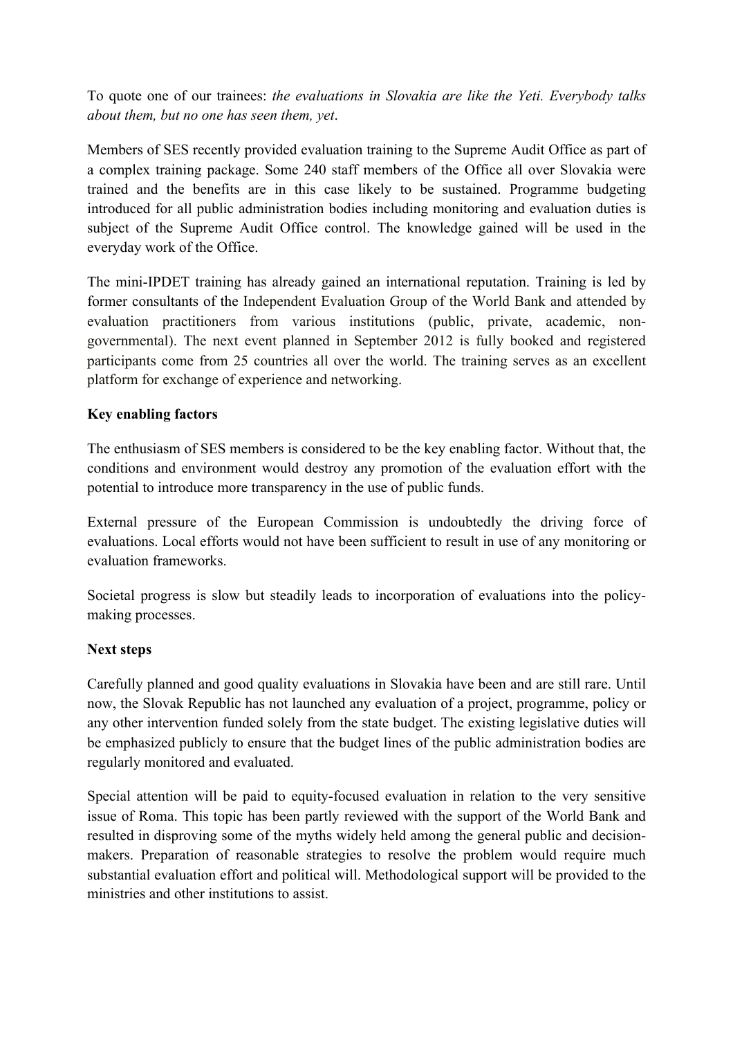To quote one of our trainees: *the evaluations in Slovakia are like the Yeti. Everybody talks about them, but no one has seen them, yet*.

Members of SES recently provided evaluation training to the Supreme Audit Office as part of a complex training package. Some 240 staff members of the Office all over Slovakia were trained and the benefits are in this case likely to be sustained. Programme budgeting introduced for all public administration bodies including monitoring and evaluation duties is subject of the Supreme Audit Office control. The knowledge gained will be used in the everyday work of the Office.

The mini-IPDET training has already gained an international reputation. Training is led by former consultants of the Independent Evaluation Group of the World Bank and attended by evaluation practitioners from various institutions (public, private, academic, non-governmental). The next event planned in September 2012 is fully booked and registered participants come from 25 countries all over the world. The training serves as an excellent platform for exchange of experience and networking.

**Key enabling factors**

The enthusiasm of SES members is considered to be the key enabling factor. Without that, the conditions and environment would destroy any promotion of the evaluation effort with the potential to introduce more transparency in the use of public funds.

External pressure of the European Commission is undoubtedly the driving force of evaluations. Local efforts would not have been sufficient to result in use of any monitoring or evaluation frameworks.

Societal progress is slow but steadily leads to incorporation of evaluations into the policy-making processes.

**Next steps**

Carefully planned and good quality evaluations in Slovakia have been and are still rare. Until now, the Slovak Republic has not launched any evaluation of a project, programme, policy or any other intervention funded solely from the state budget. The existing legislative duties will be emphasized publicly to ensure that the budget lines of the public administration bodies are regularly monitored and evaluated.

Special attention will be paid to equity-focused evaluation in relation to the very sensitive issue of Roma. This topic has been partly reviewed with the support of the World Bank and resulted in disproving some of the myths widely held among the general public and decision-makers. Preparation of reasonable strategies to resolve the problem would require much substantial evaluation effort and political will. Methodological support will be provided to the ministries and other institutions to assist.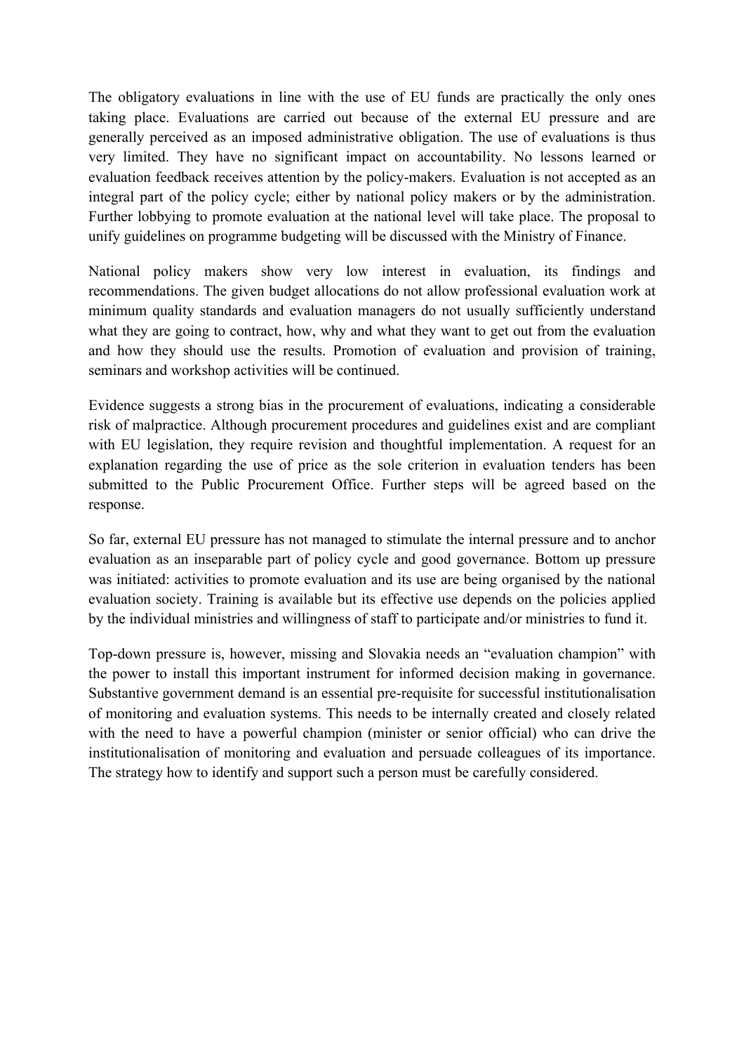The obligatory evaluations in line with the use of EU funds are practically the only ones taking place. Evaluations are carried out because of the external EU pressure and are generally perceived as an imposed administrative obligation. The use of evaluations is thus very limited. They have no significant impact on accountability. No lessons learned or evaluation feedback receives attention by the policy-makers. Evaluation is not accepted as an integral part of the policy cycle; either by national policy makers or by the administration. Further lobbying to promote evaluation at the national level will take place. The proposal to unify guidelines on programme budgeting will be discussed with the Ministry of Finance.

National policy makers show very low interest in evaluation, its findings and recommendations. The given budget allocations do not allow professional evaluation work at minimum quality standards and evaluation managers do not usually sufficiently understand what they are going to contract, how, why and what they want to get out from the evaluation and how they should use the results. Promotion of evaluation and provision of training, seminars and workshop activities will be continued.

Evidence suggests a strong bias in the procurement of evaluations, indicating a considerable risk of malpractice. Although procurement procedures and guidelines exist and are compliant with EU legislation, they require revision and thoughtful implementation. A request for an explanation regarding the use of price as the sole criterion in evaluation tenders has been submitted to the Public Procurement Office. Further steps will be agreed based on the response.

So far, external EU pressure has not managed to stimulate the internal pressure and to anchor evaluation as an inseparable part of policy cycle and good governance. Bottom up pressure was initiated: activities to promote evaluation and its use are being organised by the national evaluation society. Training is available but its effective use depends on the policies applied by the individual ministries and willingness of staff to participate and/or ministries to fund it.

Top-down pressure is, however, missing and Slovakia needs an "evaluation champion" with the power to install this important instrument for informed decision making in governance. Substantive government demand is an essential pre-requisite for successful institutionalisation of monitoring and evaluation systems. This needs to be internally created and closely related with the need to have a powerful champion (minister or senior official) who can drive the institutionalisation of monitoring and evaluation and persuade colleagues of its importance. The strategy how to identify and support such a person must be carefully considered.